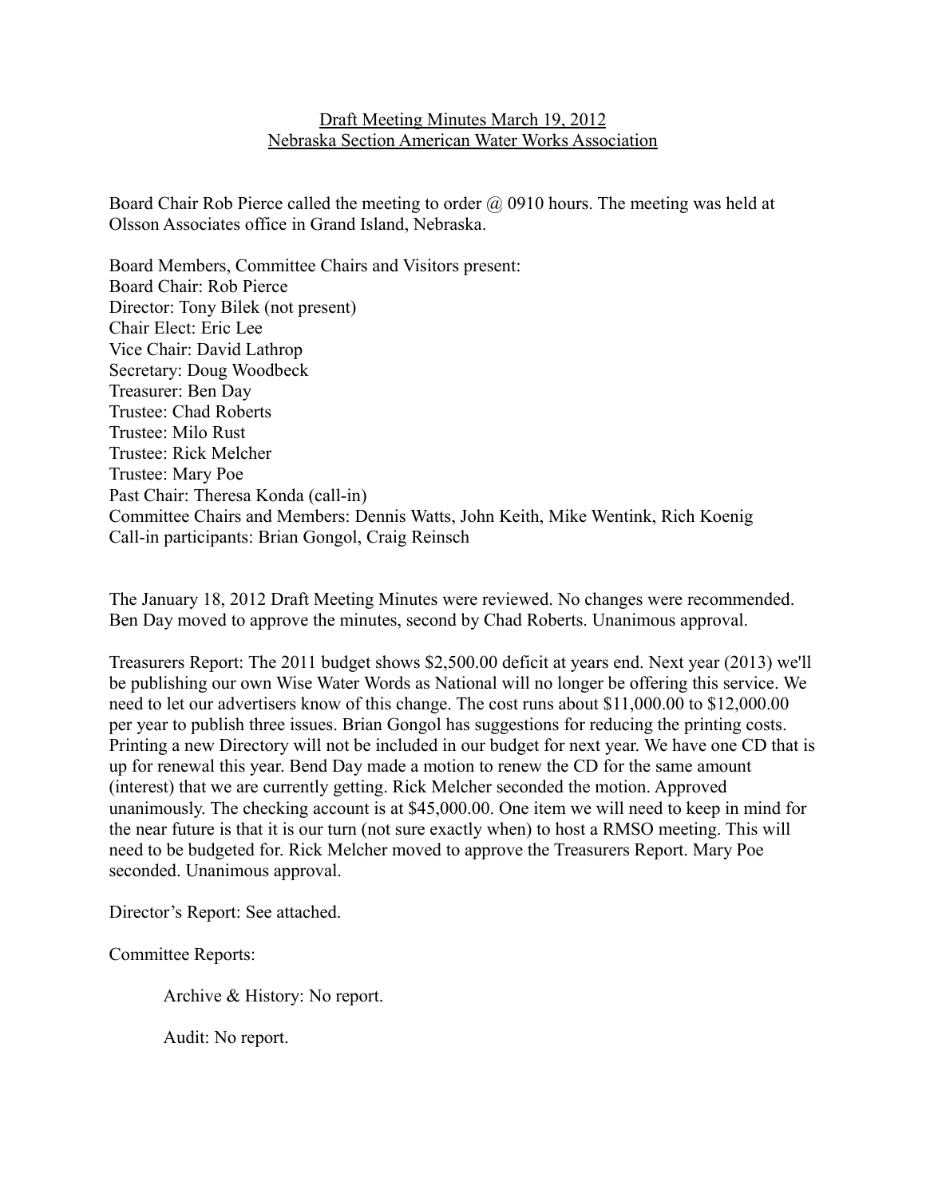Draft Meeting Minutes March 19, 2012
Nebraska Section American Water Works Association

Board Chair Rob Pierce called the meeting to order @ 0910 hours. The meeting was held at Olsson Associates office in Grand Island, Nebraska.

Board Members, Committee Chairs and Visitors present:
Board Chair: Rob Pierce
Director: Tony Bilek (not present)
Chair Elect: Eric Lee
Vice Chair: David Lathrop
Secretary: Doug Woodbeck
Treasurer: Ben Day
Trustee: Chad Roberts
Trustee: Milo Rust
Trustee: Rick Melcher
Trustee: Mary Poe
Past Chair: Theresa Konda (call-in)
Committee Chairs and Members: Dennis Watts, John Keith, Mike Wentink, Rich Koenig
Call-in participants: Brian Gongol, Craig Reinsch

The January 18, 2012 Draft Meeting Minutes were reviewed. No changes were recommended. Ben Day moved to approve the minutes, second by Chad Roberts. Unanimous approval.

Treasurers Report: The 2011 budget shows $2,500.00 deficit at years end. Next year (2013) we'll be publishing our own Wise Water Words as National will no longer be offering this service. We need to let our advertisers know of this change. The cost runs about $11,000.00 to $12,000.00 per year to publish three issues. Brian Gongol has suggestions for reducing the printing costs. Printing a new Directory will not be included in our budget for next year. We have one CD that is up for renewal this year. Bend Day made a motion to renew the CD for the same amount (interest) that we are currently getting. Rick Melcher seconded the motion. Approved unanimously. The checking account is at $45,000.00. One item we will need to keep in mind for the near future is that it is our turn (not sure exactly when) to host a RMSO meeting. This will need to be budgeted for. Rick Melcher moved to approve the Treasurers Report. Mary Poe seconded. Unanimous approval.

Director's Report: See attached.

Committee Reports:

Archive & History: No report.

Audit: No report.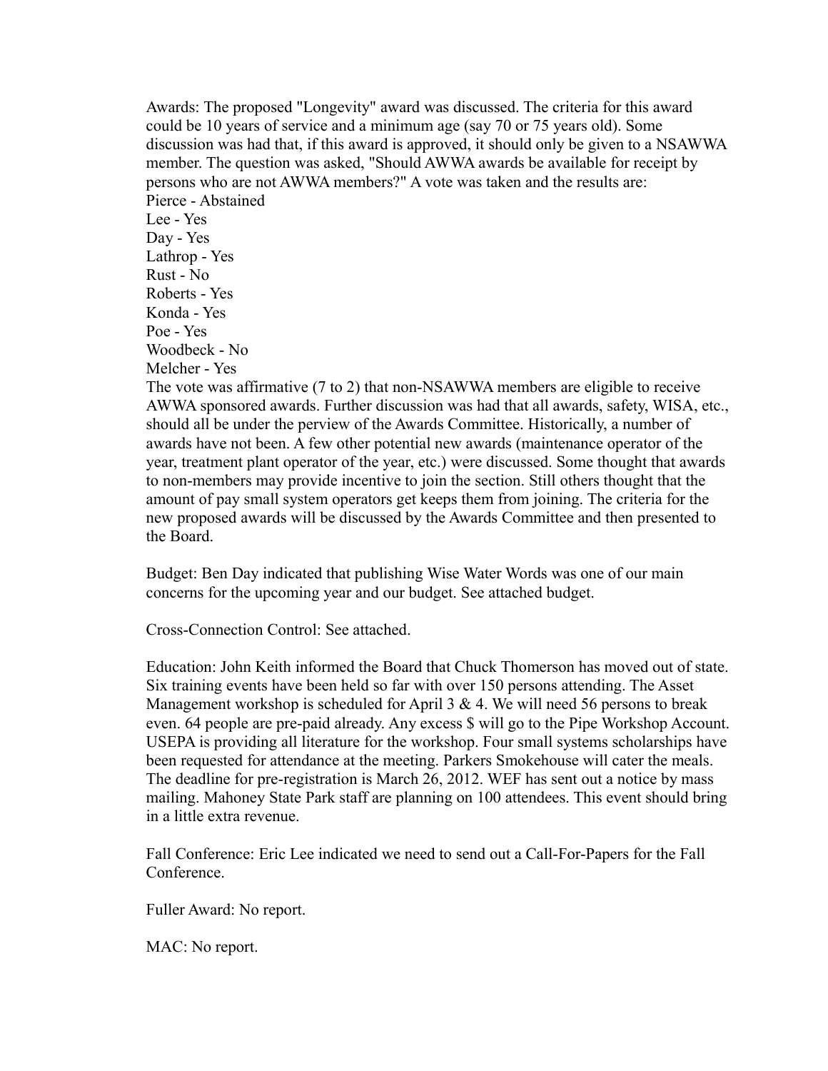Awards: The proposed "Longevity" award was discussed. The criteria for this award could be 10 years of service and a minimum age (say 70 or 75 years old). Some discussion was had that, if this award is approved, it should only be given to a NSAWWA member. The question was asked, "Should AWWA awards be available for receipt by persons who are not AWWA members?" A vote was taken and the results are:
Pierce - Abstained
Lee - Yes
Day - Yes
Lathrop - Yes
Rust - No
Roberts - Yes
Konda - Yes
Poe - Yes
Woodbeck - No
Melcher - Yes
The vote was affirmative (7 to 2) that non-NSAWWA members are eligible to receive AWWA sponsored awards. Further discussion was had that all awards, safety, WISA, etc., should all be under the perview of the Awards Committee. Historically, a number of awards have not been. A few other potential new awards (maintenance operator of the year, treatment plant operator of the year, etc.) were discussed. Some thought that awards to non-members may provide incentive to join the section. Still others thought that the amount of pay small system operators get keeps them from joining. The criteria for the new proposed awards will be discussed by the Awards Committee and then presented to the Board.

Budget: Ben Day indicated that publishing Wise Water Words was one of our main concerns for the upcoming year and our budget. See attached budget.

Cross-Connection Control: See attached.

Education: John Keith informed the Board that Chuck Thomerson has moved out of state. Six training events have been held so far with over 150 persons attending. The Asset Management workshop is scheduled for April 3 & 4. We will need 56 persons to break even. 64 people are pre-paid already. Any excess $ will go to the Pipe Workshop Account. USEPA is providing all literature for the workshop. Four small systems scholarships have been requested for attendance at the meeting. Parkers Smokehouse will cater the meals. The deadline for pre-registration is March 26, 2012. WEF has sent out a notice by mass mailing. Mahoney State Park staff are planning on 100 attendees. This event should bring in a little extra revenue.

Fall Conference: Eric Lee indicated we need to send out a Call-For-Papers for the Fall Conference.

Fuller Award: No report.

MAC: No report.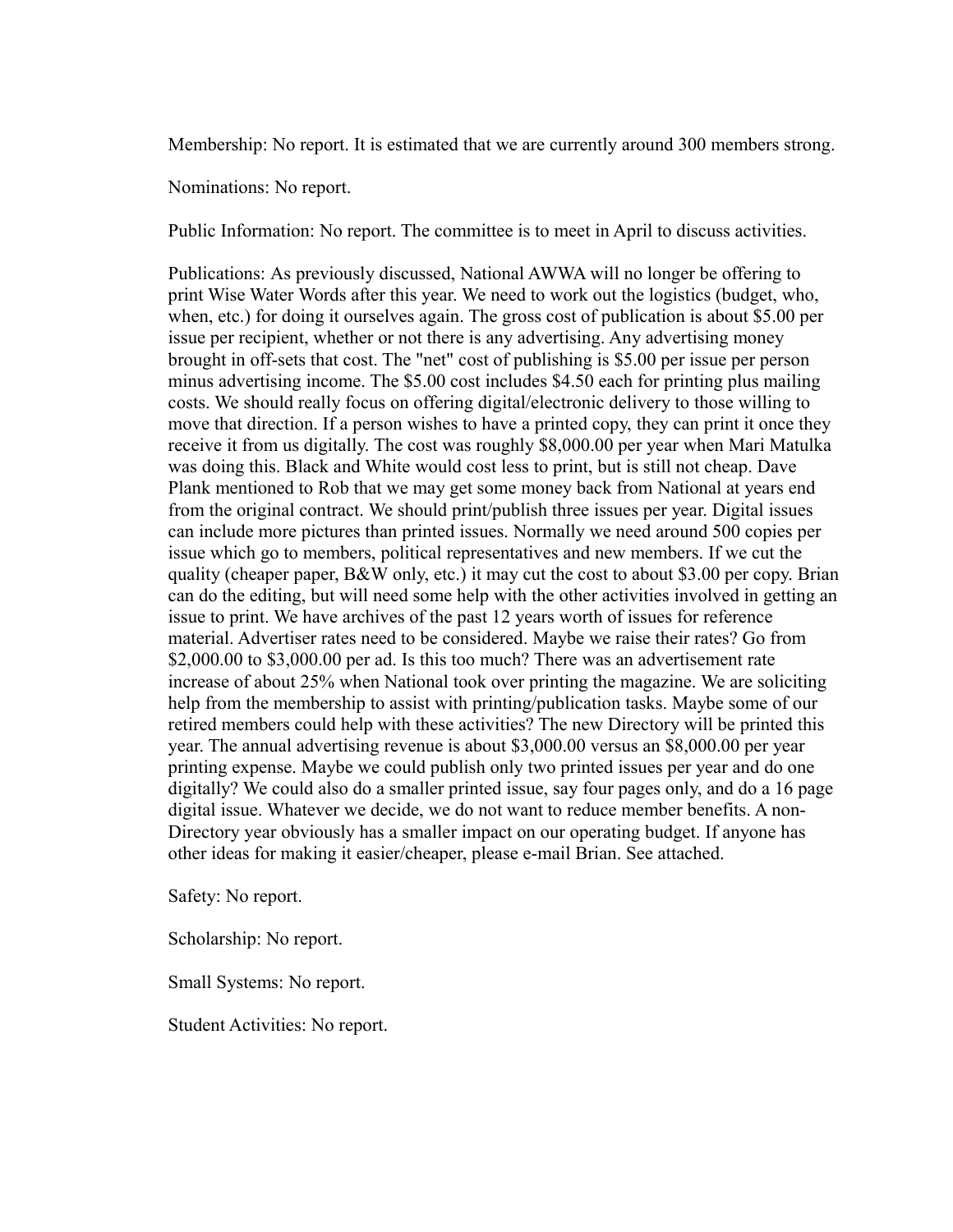Membership: No report. It is estimated that we are currently around 300 members strong.

Nominations: No report.

Public Information: No report. The committee is to meet in April to discuss activities.

Publications: As previously discussed, National AWWA will no longer be offering to print Wise Water Words after this year. We need to work out the logistics (budget, who, when, etc.) for doing it ourselves again. The gross cost of publication is about $5.00 per issue per recipient, whether or not there is any advertising. Any advertising money brought in off-sets that cost. The "net" cost of publishing is $5.00 per issue per person minus advertising income. The $5.00 cost includes $4.50 each for printing plus mailing costs. We should really focus on offering digital/electronic delivery to those willing to move that direction. If a person wishes to have a printed copy, they can print it once they receive it from us digitally. The cost was roughly $8,000.00 per year when Mari Matulka was doing this. Black and White would cost less to print, but is still not cheap. Dave Plank mentioned to Rob that we may get some money back from National at years end from the original contract. We should print/publish three issues per year. Digital issues can include more pictures than printed issues. Normally we need around 500 copies per issue which go to members, political representatives and new members. If we cut the quality (cheaper paper, B&W only, etc.) it may cut the cost to about $3.00 per copy. Brian can do the editing, but will need some help with the other activities involved in getting an issue to print. We have archives of the past 12 years worth of issues for reference material. Advertiser rates need to be considered. Maybe we raise their rates? Go from $2,000.00 to $3,000.00 per ad. Is this too much? There was an advertisement rate increase of about 25% when National took over printing the magazine. We are soliciting help from the membership to assist with printing/publication tasks. Maybe some of our retired members could help with these activities? The new Directory will be printed this year. The annual advertising revenue is about $3,000.00 versus an $8,000.00 per year printing expense. Maybe we could publish only two printed issues per year and do one digitally? We could also do a smaller printed issue, say four pages only, and do a 16 page digital issue. Whatever we decide, we do not want to reduce member benefits. A non-Directory year obviously has a smaller impact on our operating budget. If anyone has other ideas for making it easier/cheaper, please e-mail Brian. See attached.

Safety: No report.

Scholarship: No report.

Small Systems: No report.

Student Activities: No report.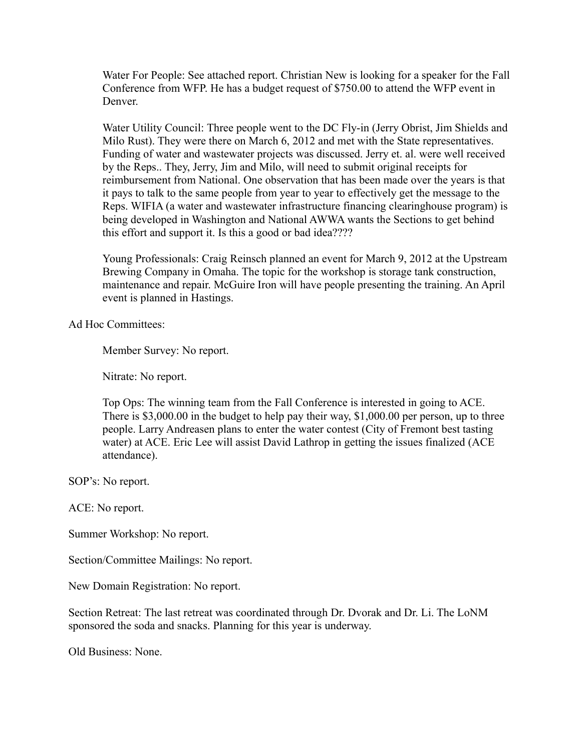Water For People: See attached report. Christian New is looking for a speaker for the Fall Conference from WFP. He has a budget request of $750.00 to attend the WFP event in Denver.

Water Utility Council: Three people went to the DC Fly-in (Jerry Obrist, Jim Shields and Milo Rust). They were there on March 6, 2012 and met with the State representatives. Funding of water and wastewater projects was discussed. Jerry et. al. were well received by the Reps.. They, Jerry, Jim and Milo, will need to submit original receipts for reimbursement from National. One observation that has been made over the years is that it pays to talk to the same people from year to year to effectively get the message to the Reps. WIFIA (a water and wastewater infrastructure financing clearinghouse program) is being developed in Washington and National AWWA wants the Sections to get behind this effort and support it. Is this a good or bad idea????

Young Professionals: Craig Reinsch planned an event for March 9, 2012 at the Upstream Brewing Company in Omaha. The topic for the workshop is storage tank construction, maintenance and repair. McGuire Iron will have people presenting the training. An April event is planned in Hastings.

Ad Hoc Committees:

Member Survey: No report.

Nitrate: No report.

Top Ops: The winning team from the Fall Conference is interested in going to ACE. There is $3,000.00 in the budget to help pay their way, $1,000.00 per person, up to three people. Larry Andreasen plans to enter the water contest (City of Fremont best tasting water) at ACE. Eric Lee will assist David Lathrop in getting the issues finalized (ACE attendance).

SOP's: No report.

ACE: No report.

Summer Workshop: No report.

Section/Committee Mailings: No report.

New Domain Registration: No report.

Section Retreat: The last retreat was coordinated through Dr. Dvorak and Dr. Li. The LoNM sponsored the soda and snacks. Planning for this year is underway.

Old Business: None.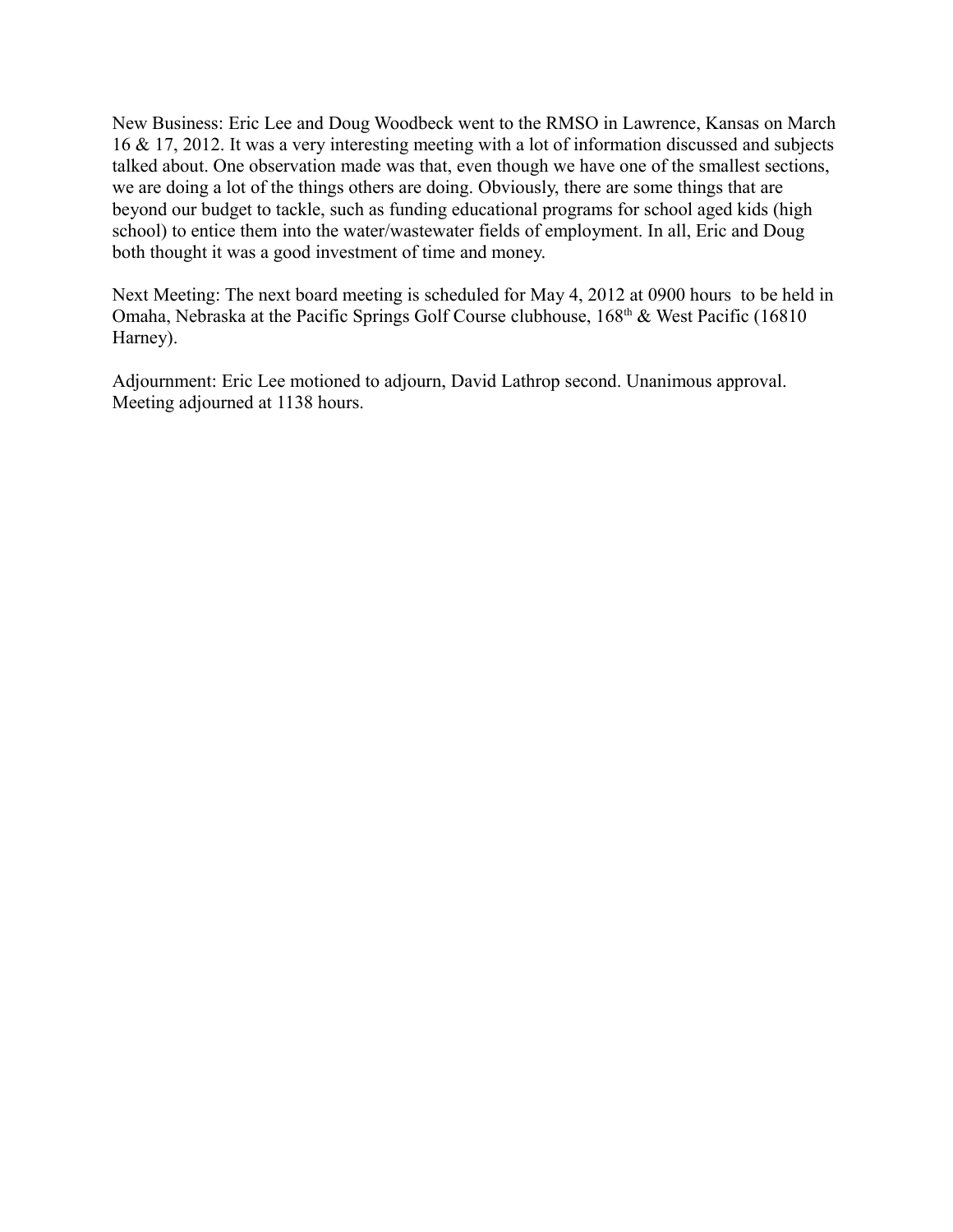New Business: Eric Lee and Doug Woodbeck went to the RMSO in Lawrence, Kansas on March 16 & 17, 2012. It was a very interesting meeting with a lot of information discussed and subjects talked about. One observation made was that, even though we have one of the smallest sections, we are doing a lot of the things others are doing. Obviously, there are some things that are beyond our budget to tackle, such as funding educational programs for school aged kids (high school) to entice them into the water/wastewater fields of employment. In all, Eric and Doug both thought it was a good investment of time and money.

Next Meeting: The next board meeting is scheduled for May 4, 2012 at 0900 hours to be held in Omaha, Nebraska at the Pacific Springs Golf Course clubhouse, 168th & West Pacific (16810 Harney).

Adjournment: Eric Lee motioned to adjourn, David Lathrop second. Unanimous approval. Meeting adjourned at 1138 hours.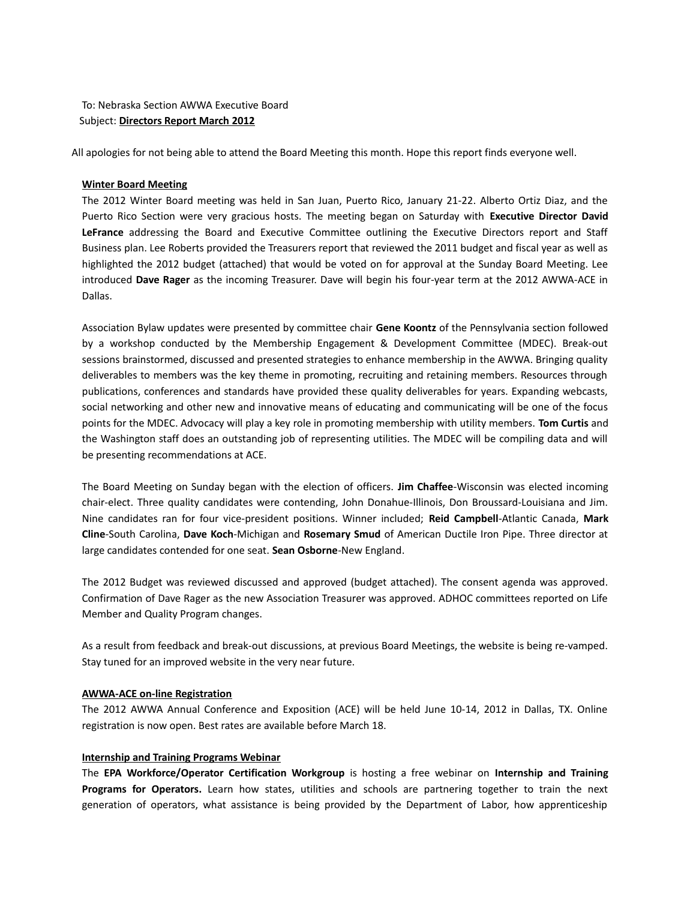To: Nebraska Section AWWA Executive Board
Subject: **Directors Report March 2012**

All apologies for not being able to attend the Board Meeting this month. Hope this report finds everyone well.

**Winter Board Meeting**

The 2012 Winter Board meeting was held in San Juan, Puerto Rico, January 21-22. Alberto Ortiz Diaz, and the Puerto Rico Section were very gracious hosts. The meeting began on Saturday with **Executive Director David LeFrance** addressing the Board and Executive Committee outlining the Executive Directors report and Staff Business plan. Lee Roberts provided the Treasurers report that reviewed the 2011 budget and fiscal year as well as highlighted the 2012 budget (attached) that would be voted on for approval at the Sunday Board Meeting. Lee introduced **Dave Rager** as the incoming Treasurer. Dave will begin his four-year term at the 2012 AWWA-ACE in Dallas.

Association Bylaw updates were presented by committee chair **Gene Koontz** of the Pennsylvania section followed by a workshop conducted by the Membership Engagement & Development Committee (MDEC). Break-out sessions brainstormed, discussed and presented strategies to enhance membership in the AWWA. Bringing quality deliverables to members was the key theme in promoting, recruiting and retaining members. Resources through publications, conferences and standards have provided these quality deliverables for years. Expanding webcasts, social networking and other new and innovative means of educating and communicating will be one of the focus points for the MDEC. Advocacy will play a key role in promoting membership with utility members. **Tom Curtis** and the Washington staff does an outstanding job of representing utilities. The MDEC will be compiling data and will be presenting recommendations at ACE.

The Board Meeting on Sunday began with the election of officers. **Jim Chaffee**-Wisconsin was elected incoming chair-elect. Three quality candidates were contending, John Donahue-Illinois, Don Broussard-Louisiana and Jim. Nine candidates ran for four vice-president positions. Winner included; **Reid Campbell**-Atlantic Canada, **Mark Cline**-South Carolina, **Dave Koch**-Michigan and **Rosemary Smud** of American Ductile Iron Pipe. Three director at large candidates contended for one seat. **Sean Osborne**-New England.

The 2012 Budget was reviewed discussed and approved (budget attached). The consent agenda was approved. Confirmation of Dave Rager as the new Association Treasurer was approved. ADHOC committees reported on Life Member and Quality Program changes.

As a result from feedback and break-out discussions, at previous Board Meetings, the website is being re-vamped. Stay tuned for an improved website in the very near future.

**AWWA-ACE on-line Registration**

The 2012 AWWA Annual Conference and Exposition (ACE) will be held June 10-14, 2012 in Dallas, TX. Online registration is now open. Best rates are available before March 18.

**Internship and Training Programs Webinar**

The **EPA Workforce/Operator Certification Workgroup** is hosting a free webinar on **Internship and Training Programs for Operators.** Learn how states, utilities and schools are partnering together to train the next generation of operators, what assistance is being provided by the Department of Labor, how apprenticeship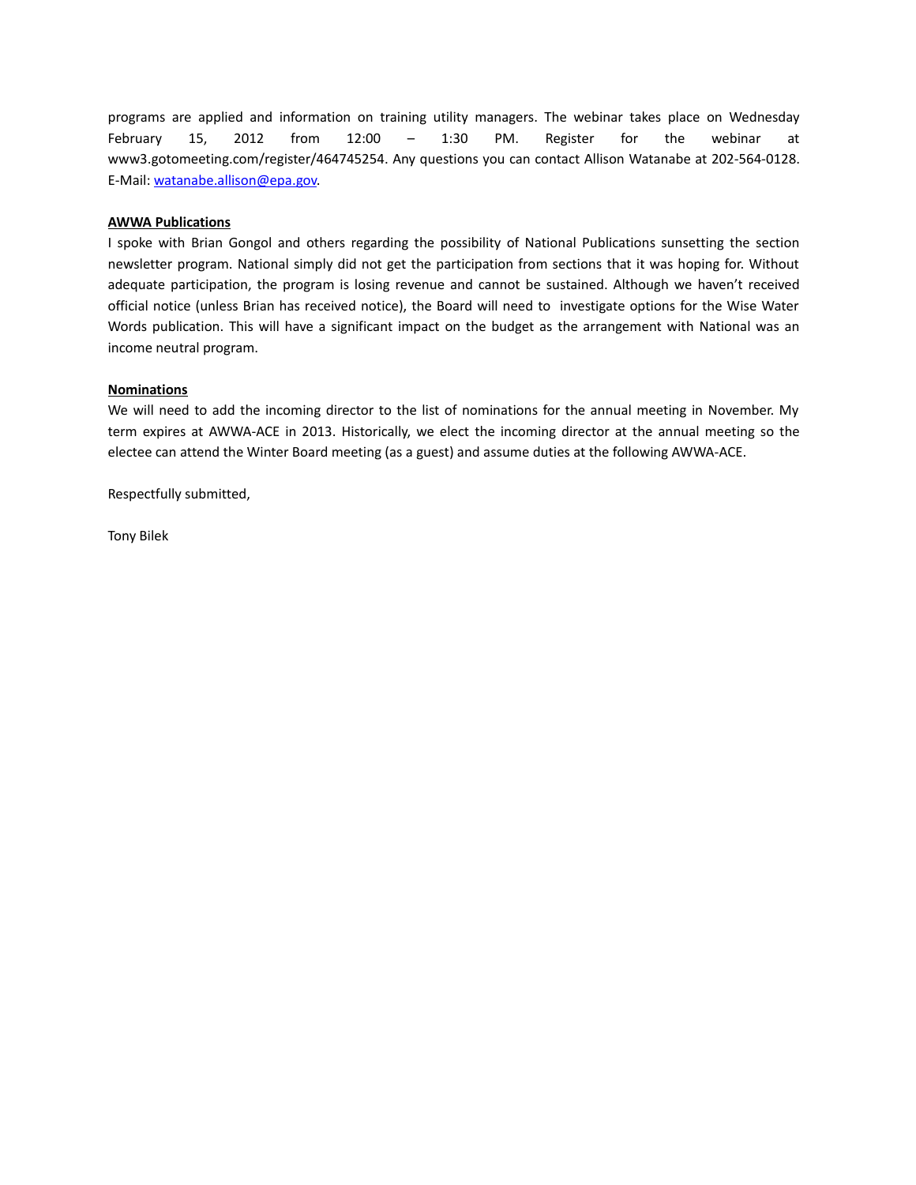programs are applied and information on training utility managers. The webinar takes place on Wednesday February 15, 2012 from 12:00 – 1:30 PM. Register for the webinar at www3.gotomeeting.com/register/464745254. Any questions you can contact Allison Watanabe at 202-564-0128. E-Mail: watanabe.allison@epa.gov.

**AWWA Publications**

I spoke with Brian Gongol and others regarding the possibility of National Publications sunsetting the section newsletter program. National simply did not get the participation from sections that it was hoping for. Without adequate participation, the program is losing revenue and cannot be sustained. Although we haven't received official notice (unless Brian has received notice), the Board will need to investigate options for the Wise Water Words publication. This will have a significant impact on the budget as the arrangement with National was an income neutral program.

**Nominations**

We will need to add the incoming director to the list of nominations for the annual meeting in November. My term expires at AWWA-ACE in 2013. Historically, we elect the incoming director at the annual meeting so the electee can attend the Winter Board meeting (as a guest) and assume duties at the following AWWA-ACE.

Respectfully submitted,

Tony Bilek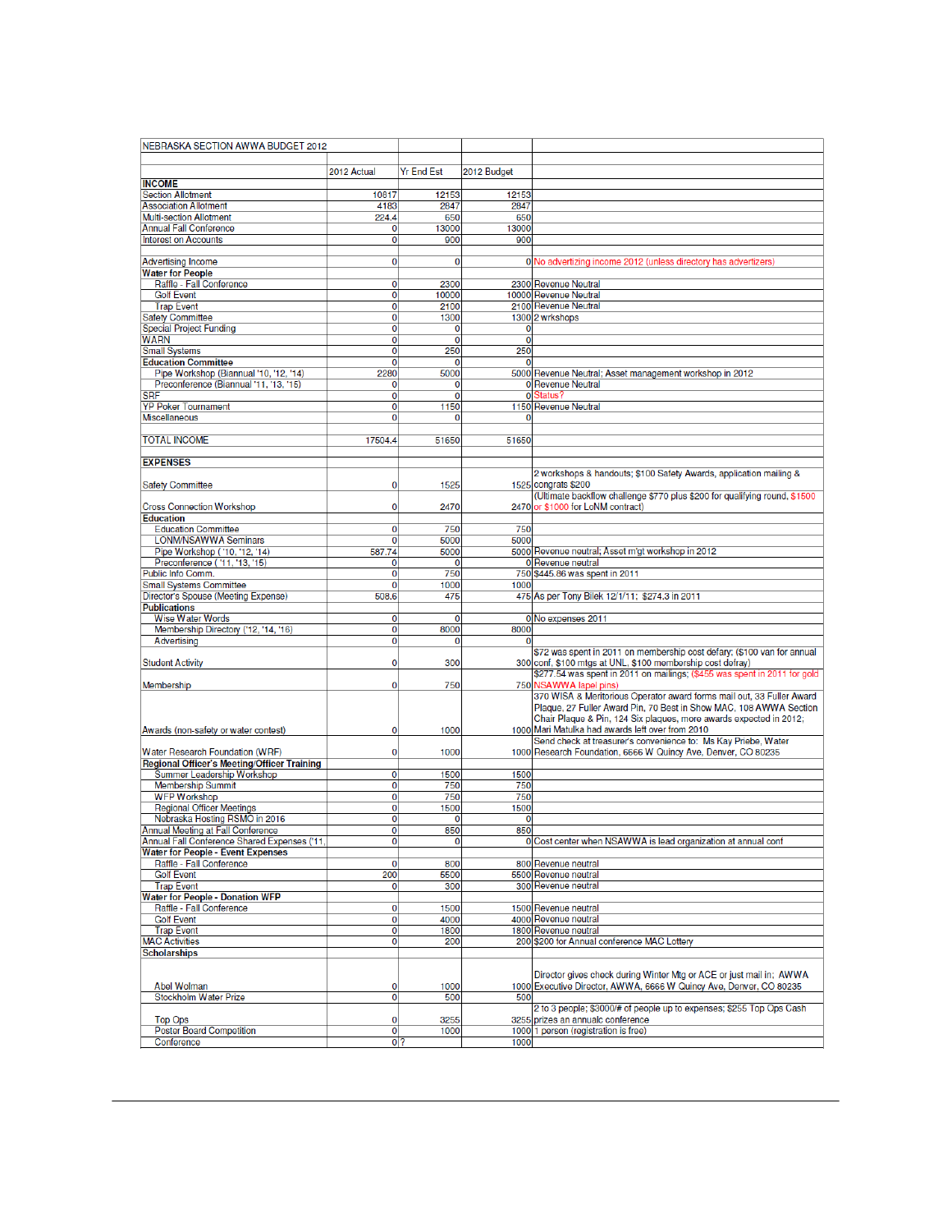| NEBRASKA SECTION AWWA BUDGET 2012 | | | | |
|---|---|---|---|---|
| | 2012 Actual | Yr End Est | 2012 Budget | |
| **INCOME** | | | | |
| Section Allotment | 10817 | 12153 | 12153 | |
| Association Allotment | 4183 | 2847 | 2847 | |
| Multi-section Allotment | 224.4 | 650 | 650 | |
| Annual Fall Conference | 0 | 13000 | 13000 | |
| Interest on Accounts | 0 | 900 | 900 | |
| | | | | |
| Advertising Income | 0 | 0 | 0 | No advertizing income 2012 (unless directory has advertizers) |
| **Water for People** | | | | |
| Raffle - Fall Conference | 0 | 2300 | 2300 | Revenue Neutral |
| Golf Event | 0 | 10000 | 10000 | Revenue Neutral |
| Trap Event | 0 | 2100 | 2100 | Revenue Neutral |
| Safety Committee | 0 | 1300 | 1300 | 2 wrkshops |
| Special Project Funding | 0 | 0 | 0 | |
| WARN | 0 | 0 | 0 | |
| Small Systems | 0 | 250 | 250 | |
| **Education Committee** | 0 | 0 | 0 | |
| Pipe Workshop (Biannual '10, '12, '14) | 2280 | 5000 | 5000 | Revenue Neutral; Asset management workshop in 2012 |
| Preconference (Biannual '11, '13, '15) | 0 | 0 | 0 | Revenue Neutral |
| SRF | 0 | 0 | 0 | Status? |
| YP Poker Tournament | 0 | 1150 | 1150 | Revenue Neutral |
| Miscellaneous | 0 | 0 | 0 | |
| | | | | |
| TOTAL INCOME | 17504.4 | 51650 | 51650 | |
| | | | | |
| **EXPENSES** | | | | |
| Safety Committee | 0 | 1525 | 1525 | 2 workshops & handouts; $100 Safety Awards, application mailing & congrats $200 |
| Cross Connection Workshop | 0 | 2470 | 2470 | (Ultimate backflow challenge $770 plus $200 for qualifying round, $1500 or $1000 for LoNM contract) |
| **Education** | | | | |
| Education Committee | 0 | 750 | 750 | |
| LONM/NSAWWA Seminars | 0 | 5000 | 5000 | |
| Pipe Workshop ('10, '12, '14) | 587.74 | 5000 | 5000 | Revenue neutral; Asset m'gt workshop in 2012 |
| Preconference ('11, '13, '15) | 0 | 0 | 0 | Revenue neutral |
| Public Info Comm. | 0 | 750 | 750 | $445.86 was spent in 2011 |
| Small Systems Committee | 0 | 1000 | 1000 | |
| Director's Spouse (Meeting Expense) | 508.6 | 475 | 475 | As per Tony Bilek 12/1/11; $274.3 in 2011 |
| **Publications** | | | | |
| Wise Water Words | 0 | 0 | 0 | No expenses 2011 |
| Membership Directory ('12, '14, '16) | 0 | 8000 | 8000 | |
| Advertising | 0 | 0 | 0 | |
| Student Activity | 0 | 300 | 300 | $72 was spent in 2011 on membership cost defray; ($100 van for annual conf, $100 mtgs at UNL, $100 membership cost defray) |
| Membership | 0 | 750 | 750 | $277.54 was spent in 2011 on mailings; ($455 was spent in 2011 for gold NSAWWA lapel pins) |
| Awards (non-safety or water contest) | 0 | 1000 | 1000 | 370 WISA & Meritorious Operator award forms mail out, 33 Fuller Award Plaque, 27 Fuller Award Pin, 70 Best in Show MAC, 108 AWWA Section Chair Plaque & Pin, 124 Six plaques, more awards expected in 2012; Mari Matulka had awards left over from 2010 |
| Water Research Foundation (WRF) | 0 | 1000 | 1000 | Send check at treasurer's convenience to: Ms Kay Priebe, Water Research Foundation, 6666 W Quincy Ave, Denver, CO 80235 |
| **Regional Officer's Meeting/Officer Training** | | | | |
| Summer Leadership Workshop | 0 | 1500 | 1500 | |
| Membership Summit | 0 | 750 | 750 | |
| WFP Workshop | 0 | 750 | 750 | |
| Regional Officer Meetings | 0 | 1500 | 1500 | |
| Nebraska Hosting RSMO in 2016 | 0 | 0 | 0 | |
| Annual Meeting at Fall Conference | 0 | 850 | 850 | |
| Annual Fall Conference Shared Expenses ('11, | 0 | 0 | 0 | Cost center when NSAWWA is lead organization at annual conf |
| **Water for People - Event Expenses** | | | | |
| Raffle - Fall Conference | 0 | 800 | 800 | Revenue neutral |
| Golf Event | 200 | 5500 | 5500 | Revenue neutral |
| Trap Event | 0 | 300 | 300 | Revenue neutral |
| **Water for People - Donation WFP** | | | | |
| Raffle - Fall Conference | 0 | 1500 | 1500 | Revenue neutral |
| Golf Event | 0 | 4000 | 4000 | Revenue neutral |
| Trap Event | 0 | 1800 | 1800 | Revenue neutral |
| MAC Activities | 0 | 200 | 200 | $200 for Annual conference MAC Lottery |
| **Scholarships** | | | | |
| Abel Wolman | 0 | 1000 | 1000 | Director gives check during Winter Mtg or ACE or just mail in; AWWA Executive Director, AWWA, 6666 W Quincy Ave, Denver, CO 80235 |
| Stockholm Water Prize | 0 | 500 | 500 | |
| Top Ops | 0 | 3255 | 3255 | 2 to 3 people; $3000/# of people up to expenses; $255 Top Ops Cash prizes an annualc conference |
| Poster Board Competition | 0 | 1000 | 1000 | 1 person (registration is free) |
| Conference | 0 | ? | 1000 | |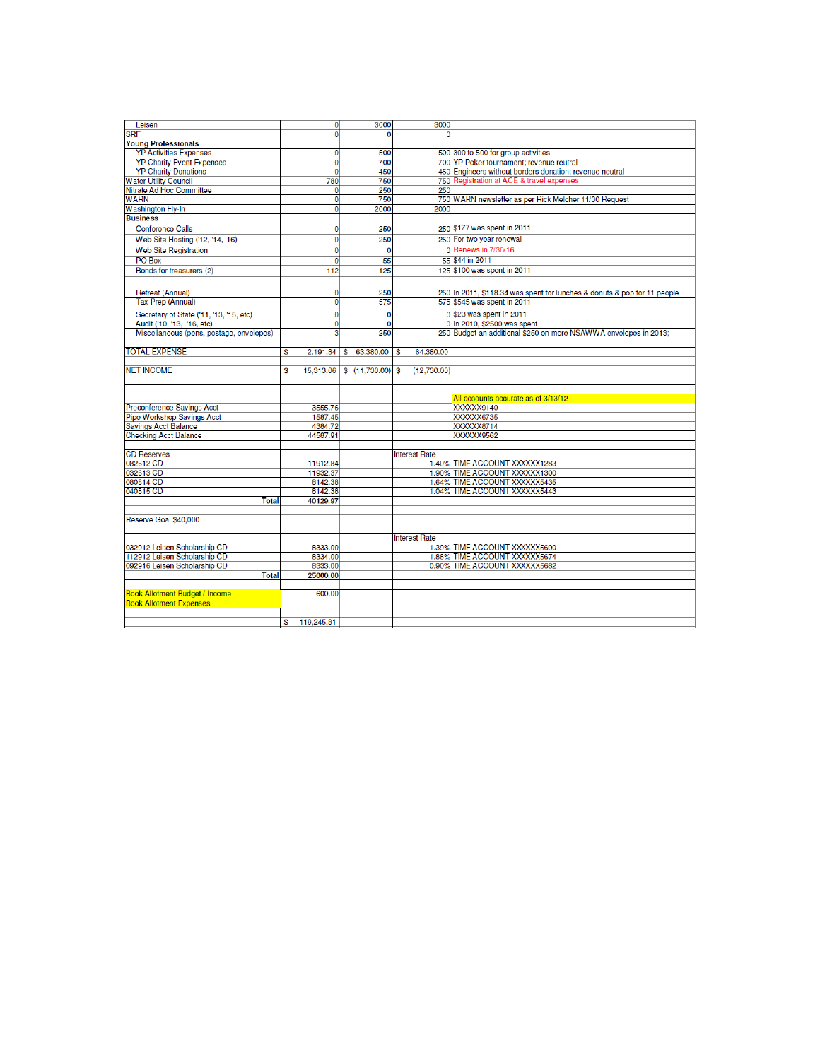| | | | | |
|---|---|---|---|---|
| Leisen | 0 | 3000 | 3000 | |
| SRF | 0 | 0 | 0 | |
| **Young Professionals** | | | | |
| YP Activities Expenses | 0 | 500 | 500 | 300 to 500 for group activities |
| YP Charity Event Expenses | 0 | 700 | 700 | YP Poker tournament; revenue neutral |
| YP Charity Donations | 0 | 450 | 450 | Engineers without borders donation; revenue neutral |
| Water Utility Council | 780 | 750 | 750 | Registration at ACE & travel expenses |
| Nitrate Ad Hoc Committee | 0 | 250 | 250 | |
| WARN | 0 | 750 | 750 | WARN newsletter as per Rick Melcher 11/30 Request |
| Washington Fly-In | 0 | 2000 | 2000 | |
| **Business** | | | | |
| Conference Calls | 0 | 250 | 250 | $177 was spent in 2011 |
| Web Site Hosting ('12, '14, '16) | 0 | 250 | 250 | For two year renewal |
| Web Site Registration | 0 | 0 | 0 | Renews in 7/30/16 |
| PO Box | 0 | 55 | 55 | $44 in 2011 |
| Bonds for treasurers (2) | 112 | 125 | 125 | $100 was spent in 2011 |
| Retreat (Annual) | 0 | 250 | 250 | In 2011, $118.34 was spent for lunches & donuts & pop for 11 people |
| Tax Prep (Annual) | 0 | 575 | 575 | $545 was spent in 2011 |
| Secretary of State ('11, '13, '15, etc) | 0 | 0 | 0 | $23 was spent in 2011 |
| Audit ('10, '13, '16, etc) | 0 | 0 | 0 | In 2010, $2500 was spent |
| Miscellaneous (pens, postage, envelopes) | 3 | 250 | 250 | Budget an additional $250 on more NSAWWA envelopes in 2013; |
| | | | | |
| TOTAL EXPENSE | $ 2,191.34 | $ 63,380.00 | $ 64,380.00 | |
| | | | | |
| NET INCOME | $ 15,313.06 | $ (11,730.00) | $ (12,730.00) | |
| | | | | |
| | | | | All accounts accurate as of 3/13/12 |
| Preconference Savings Acct | 3555.76 | | | XXXXXX9140 |
| Pipe Workshop Savings Acct | 1587.45 | | | XXXXXX6735 |
| Savings Acct Balance | 4384.72 | | | XXXXXX8714 |
| Checking Acct Balance | 44587.91 | | | XXXXXX9562 |
| | | | | |
| CD Reserves | | | Interest Rate | |
| 082612 CD | 11912.84 | | 1.40% | TIME ACCOUNT XXXXXX1283 |
| 032613 CD | 11932.37 | | 1.90% | TIME ACCOUNT XXXXXX1300 |
| 080814 CD | 8142.38 | | 1.64% | TIME ACCOUNT XXXXXX5435 |
| 040815 CD | 8142.38 | | 1.04% | TIME ACCOUNT XXXXXX5443 |
| Total | 40129.97 | | | |
| | | | | |
| Reserve Goal $40,000 | | | | |
| | | | | |
| | | | Interest Rate | |
| 032912 Leisen Scholarship CD | 8333.00 | | 1.39% | TIME ACCOUNT XXXXXX5690 |
| 112912 Leisen Scholarship CD | 8334.00 | | 1.88% | TIME ACCOUNT XXXXXX5674 |
| 092916 Leisen Scholarship CD | 8333.00 | | 0.90% | TIME ACCOUNT XXXXXX5682 |
| Total | 25000.00 | | | |
| | | | | |
| Book Allotment Budget / Income | 600.00 | | | |
| Book Allotment Expenses | | | | |
| | | | | |
| | $ 119,245.81 | | | |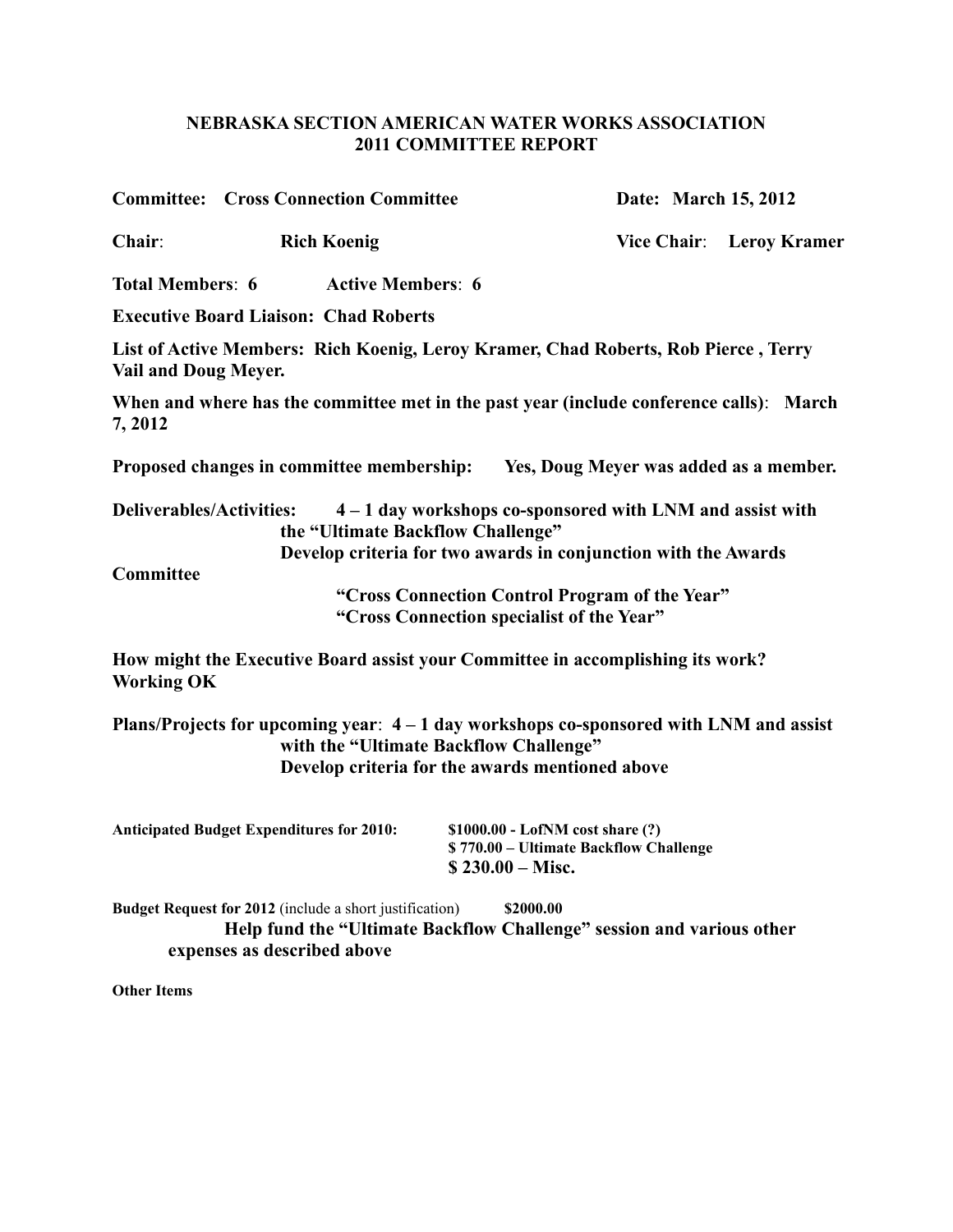# NEBRASKA SECTION AMERICAN WATER WORKS ASSOCIATION
## 2011 COMMITTEE REPORT

**Committee:** **Cross Connection Committee** **Date: March 15, 2012**

**Chair:** **Rich Koenig** **Vice Chair:** **Leroy Kramer**

**Total Members:** **6** **Active Members:** **6**

**Executive Board Liaison: Chad Roberts**

**List of Active Members: Rich Koenig, Leroy Kramer, Chad Roberts, Rob Pierce , Terry Vail and Doug Meyer.**

**When and where has the committee met in the past year (include conference calls):** **March 7, 2012**

**Proposed changes in committee membership:** **Yes, Doug Meyer was added as a member.**

**Deliverables/Activities:** **4 – 1 day workshops co-sponsored with LNM and assist with the "Ultimate Backflow Challenge"**
**Develop criteria for two awards in conjunction with the Awards Committee**
**"Cross Connection Control Program of the Year"**
**"Cross Connection specialist of the Year"**

**How might the Executive Board assist your Committee in accomplishing its work?**
**Working OK**

**Plans/Projects for upcoming year:** **4 – 1 day workshops co-sponsored with LNM and assist with the "Ultimate Backflow Challenge"**
**Develop criteria for the awards mentioned above**

**Anticipated Budget Expenditures for 2010:** **$1000.00 - LofNM cost share (?)**
**$ 770.00 – Ultimate Backflow Challenge**
**$ 230.00 – Misc.**

**Budget Request for 2012** (include a short justification) **$2000.00**
**Help fund the "Ultimate Backflow Challenge" session and various other expenses as described above**

**Other Items**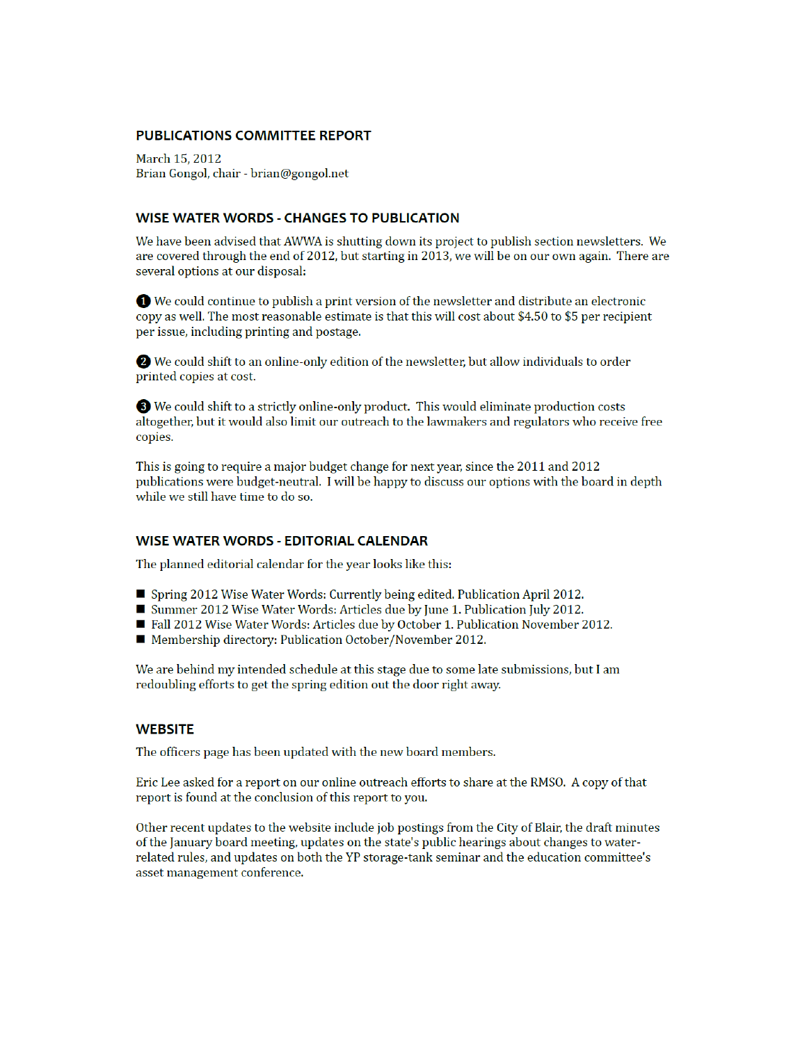## PUBLICATIONS COMMITTEE REPORT

March 15, 2012
Brian Gongol, chair - brian@gongol.net

## WISE WATER WORDS - CHANGES TO PUBLICATION

We have been advised that AWWA is shutting down its project to publish section newsletters. We are covered through the end of 2012, but starting in 2013, we will be on our own again. There are several options at our disposal:

❶ We could continue to publish a print version of the newsletter and distribute an electronic copy as well. The most reasonable estimate is that this will cost about $4.50 to $5 per recipient per issue, including printing and postage.

❷ We could shift to an online-only edition of the newsletter, but allow individuals to order printed copies at cost.

❸ We could shift to a strictly online-only product. This would eliminate production costs altogether, but it would also limit our outreach to the lawmakers and regulators who receive free copies.

This is going to require a major budget change for next year, since the 2011 and 2012 publications were budget-neutral. I will be happy to discuss our options with the board in depth while we still have time to do so.

## WISE WATER WORDS - EDITORIAL CALENDAR

The planned editorial calendar for the year looks like this:

- Spring 2012 Wise Water Words: Currently being edited. Publication April 2012.
- Summer 2012 Wise Water Words: Articles due by June 1. Publication July 2012.
- Fall 2012 Wise Water Words: Articles due by October 1. Publication November 2012.
- Membership directory: Publication October/November 2012.

We are behind my intended schedule at this stage due to some late submissions, but I am redoubling efforts to get the spring edition out the door right away.

## WEBSITE

The officers page has been updated with the new board members.

Eric Lee asked for a report on our online outreach efforts to share at the RMSO. A copy of that report is found at the conclusion of this report to you.

Other recent updates to the website include job postings from the City of Blair, the draft minutes of the January board meeting, updates on the state's public hearings about changes to water-related rules, and updates on both the YP storage-tank seminar and the education committee's asset management conference.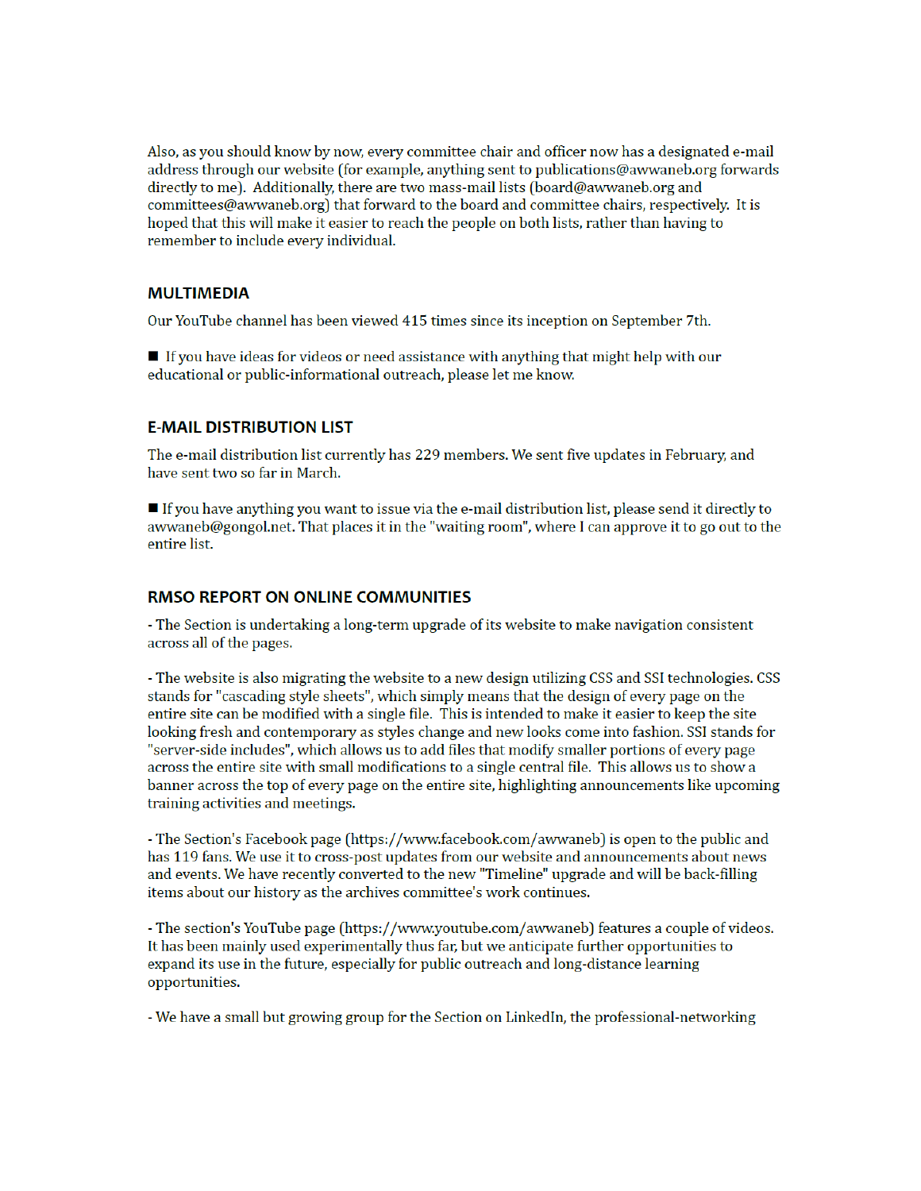Also, as you should know by now, every committee chair and officer now has a designated e-mail address through our website (for example, anything sent to publications@awwaneb.org forwards directly to me). Additionally, there are two mass-mail lists (board@awwaneb.org and committees@awwaneb.org) that forward to the board and committee chairs, respectively. It is hoped that this will make it easier to reach the people on both lists, rather than having to remember to include every individual.

## MULTIMEDIA

Our YouTube channel has been viewed 415 times since its inception on September 7th.

■ If you have ideas for videos or need assistance with anything that might help with our educational or public-informational outreach, please let me know.

## E-MAIL DISTRIBUTION LIST

The e-mail distribution list currently has 229 members. We sent five updates in February, and have sent two so far in March.

■ If you have anything you want to issue via the e-mail distribution list, please send it directly to awwaneb@gongol.net. That places it in the "waiting room", where I can approve it to go out to the entire list.

## RMSO REPORT ON ONLINE COMMUNITIES

- The Section is undertaking a long-term upgrade of its website to make navigation consistent across all of the pages.

- The website is also migrating the website to a new design utilizing CSS and SSI technologies. CSS stands for "cascading style sheets", which simply means that the design of every page on the entire site can be modified with a single file. This is intended to make it easier to keep the site looking fresh and contemporary as styles change and new looks come into fashion. SSI stands for "server-side includes", which allows us to add files that modify smaller portions of every page across the entire site with small modifications to a single central file. This allows us to show a banner across the top of every page on the entire site, highlighting announcements like upcoming training activities and meetings.

- The Section's Facebook page (https://www.facebook.com/awwaneb) is open to the public and has 119 fans. We use it to cross-post updates from our website and announcements about news and events. We have recently converted to the new "Timeline" upgrade and will be back-filling items about our history as the archives committee's work continues.

- The section's YouTube page (https://www.youtube.com/awwaneb) features a couple of videos. It has been mainly used experimentally thus far, but we anticipate further opportunities to expand its use in the future, especially for public outreach and long-distance learning opportunities.

- We have a small but growing group for the Section on LinkedIn, the professional-networking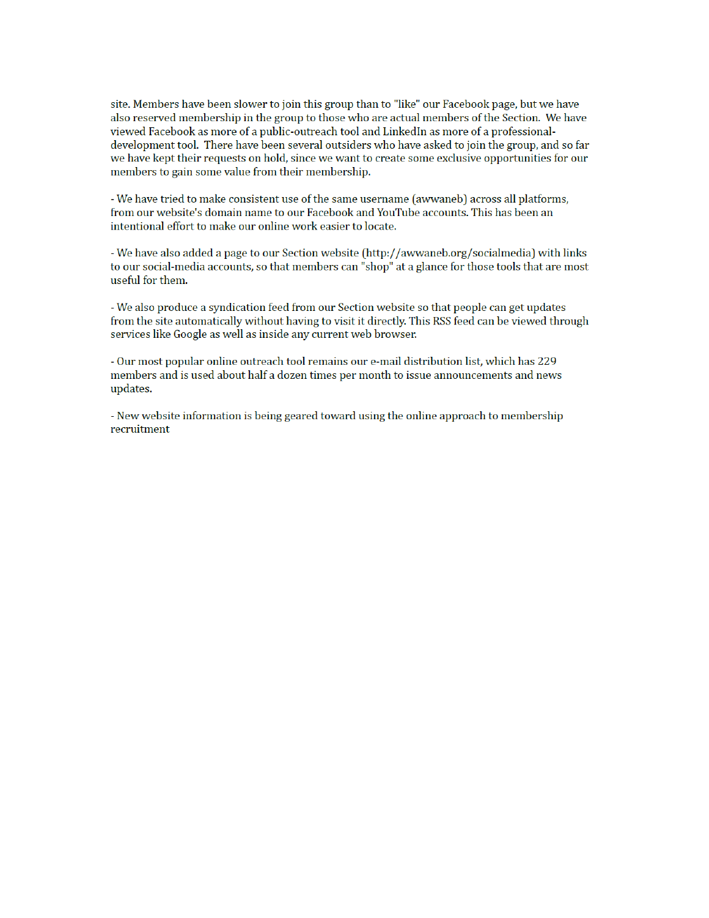site. Members have been slower to join this group than to "like" our Facebook page, but we have also reserved membership in the group to those who are actual members of the Section. We have viewed Facebook as more of a public-outreach tool and LinkedIn as more of a professional-development tool. There have been several outsiders who have asked to join the group, and so far we have kept their requests on hold, since we want to create some exclusive opportunities for our members to gain some value from their membership.

- We have tried to make consistent use of the same username (awwaneb) across all platforms, from our website's domain name to our Facebook and YouTube accounts. This has been an intentional effort to make our online work easier to locate.

- We have also added a page to our Section website (http://awwaneb.org/socialmedia) with links to our social-media accounts, so that members can "shop" at a glance for those tools that are most useful for them.

- We also produce a syndication feed from our Section website so that people can get updates from the site automatically without having to visit it directly. This RSS feed can be viewed through services like Google as well as inside any current web browser.

- Our most popular online outreach tool remains our e-mail distribution list, which has 229 members and is used about half a dozen times per month to issue announcements and news updates.

- New website information is being geared toward using the online approach to membership recruitment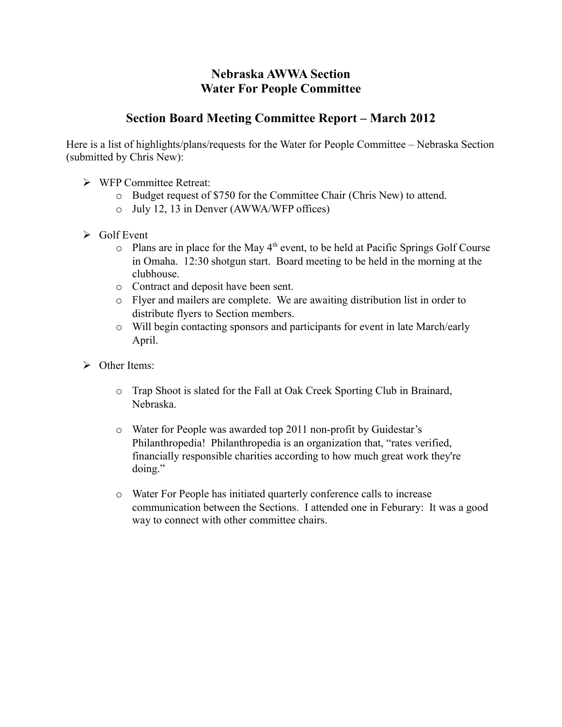# Nebraska AWWA Section
# Water For People Committee

## Section Board Meeting Committee Report – March 2012

Here is a list of highlights/plans/requests for the Water for People Committee – Nebraska Section (submitted by Chris New):

- WFP Committee Retreat:
  - Budget request of $750 for the Committee Chair (Chris New) to attend.
  - July 12, 13 in Denver (AWWA/WFP offices)

- Golf Event
  - Plans are in place for the May 4th event, to be held at Pacific Springs Golf Course in Omaha. 12:30 shotgun start. Board meeting to be held in the morning at the clubhouse.
  - Contract and deposit have been sent.
  - Flyer and mailers are complete. We are awaiting distribution list in order to distribute flyers to Section members.
  - Will begin contacting sponsors and participants for event in late March/early April.

- Other Items:
  - Trap Shoot is slated for the Fall at Oak Creek Sporting Club in Brainard, Nebraska.
  - Water for People was awarded top 2011 non-profit by Guidestar's Philanthropedia! Philanthropedia is an organization that, "rates verified, financially responsible charities according to how much great work they're doing."
  - Water For People has initiated quarterly conference calls to increase communication between the Sections. I attended one in Feburary: It was a good way to connect with other committee chairs.